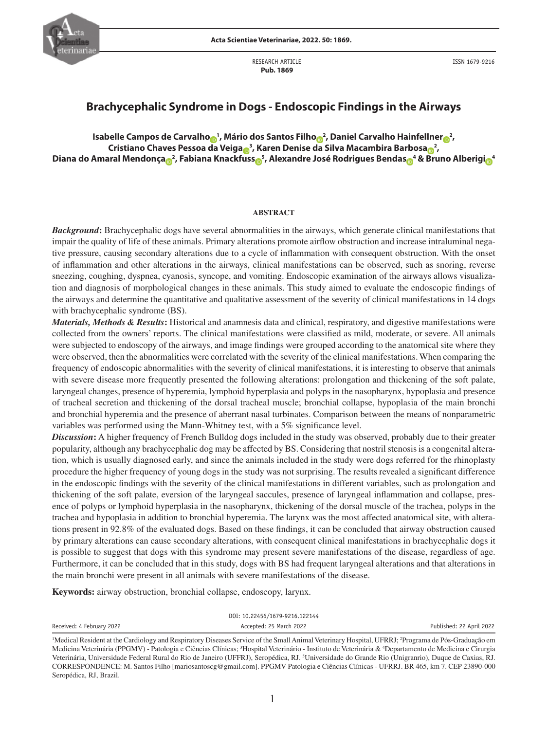RESEARCH ARTICLE
**Pub. 1869**

ISSN 1679-9216

# Brachycephalic Syndrome in Dogs - Endoscopic Findings in the Airways

**Isabelle Campos de Carvalho[1], Mário dos Santos Filho[2], Daniel Carvalho Hainfellner[2], Cristiano Chaves Pessoa da Veiga[3], Karen Denise da Silva Macambira Barbosa[2], Diana do Amaral Mendonça[2], Fabiana Knackfuss[5], Alexandre José Rodrigues Bendas[4] & Bruno Alberigi[4]**

## ABSTRACT

***Background*:** Brachycephalic dogs have several abnormalities in the airways, which generate clinical manifestations that impair the quality of life of these animals. Primary alterations promote airflow obstruction and increase intraluminal negative pressure, causing secondary alterations due to a cycle of inflammation with consequent obstruction. With the onset of inflammation and other alterations in the airways, clinical manifestations can be observed, such as snoring, reverse sneezing, coughing, dyspnea, cyanosis, syncope, and vomiting. Endoscopic examination of the airways allows visualization and diagnosis of morphological changes in these animals. This study aimed to evaluate the endoscopic findings of the airways and determine the quantitative and qualitative assessment of the severity of clinical manifestations in 14 dogs with brachycephalic syndrome (BS).

***Materials, Methods & Results*:** Historical and anamnesis data and clinical, respiratory, and digestive manifestations were collected from the owners' reports. The clinical manifestations were classified as mild, moderate, or severe. All animals were subjected to endoscopy of the airways, and image findings were grouped according to the anatomical site where they were observed, then the abnormalities were correlated with the severity of the clinical manifestations. When comparing the frequency of endoscopic abnormalities with the severity of clinical manifestations, it is interesting to observe that animals with severe disease more frequently presented the following alterations: prolongation and thickening of the soft palate, laryngeal changes, presence of hyperemia, lymphoid hyperplasia and polyps in the nasopharynx, hypoplasia and presence of tracheal secretion and thickening of the dorsal tracheal muscle; bronchial collapse, hypoplasia of the main bronchi and bronchial hyperemia and the presence of aberrant nasal turbinates. Comparison between the means of nonparametric variables was performed using the Mann-Whitney test, with a 5% significance level.

***Discussion*:** A higher frequency of French Bulldog dogs included in the study was observed, probably due to their greater popularity, although any brachycephalic dog may be affected by BS. Considering that nostril stenosis is a congenital alteration, which is usually diagnosed early, and since the animals included in the study were dogs referred for the rhinoplasty procedure the higher frequency of young dogs in the study was not surprising. The results revealed a significant difference in the endoscopic findings with the severity of the clinical manifestations in different variables, such as prolongation and thickening of the soft palate, eversion of the laryngeal saccules, presence of laryngeal inflammation and collapse, presence of polyps or lymphoid hyperplasia in the nasopharynx, thickening of the dorsal muscle of the trachea, polyps in the trachea and hypoplasia in addition to bronchial hyperemia. The larynx was the most affected anatomical site, with alterations present in 92.8% of the evaluated dogs. Based on these findings, it can be concluded that airway obstruction caused by primary alterations can cause secondary alterations, with consequent clinical manifestations in brachycephalic dogs it is possible to suggest that dogs with this syndrome may present severe manifestations of the disease, regardless of age. Furthermore, it can be concluded that in this study, dogs with BS had frequent laryngeal alterations and that alterations in the main bronchi were present in all animals with severe manifestations of the disease.

**Keywords:** airway obstruction, bronchial collapse, endoscopy, larynx.

DOI: 10.22456/1679-9216.122144

Received: 4 February 2022 | Accepted: 25 March 2022 | Published: 22 April 2022

[1]Medical Resident at the Cardiology and Respiratory Diseases Service of the Small Animal Veterinary Hospital, UFRRJ; [2]Programa de Pós-Graduação em Medicina Veterinária (PPGMV) - Patologia e Ciências Clínicas; [3]Hospital Veterinário - Instituto de Veterinária & [4]Departamento de Medicina e Cirurgia Veterinária, Universidade Federal Rural do Rio de Janeiro (UFFRJ), Seropédica, RJ. [5]Universidade do Grande Rio (Unigranrio), Duque de Caxias, RJ. CORRESPONDENCE: M. Santos Filho [mariosantoscg@gmail.com]. PPGMV Patologia e Ciências Clínicas - UFRRJ. BR 465, km 7. CEP 23890-000 Seropédica, RJ, Brazil.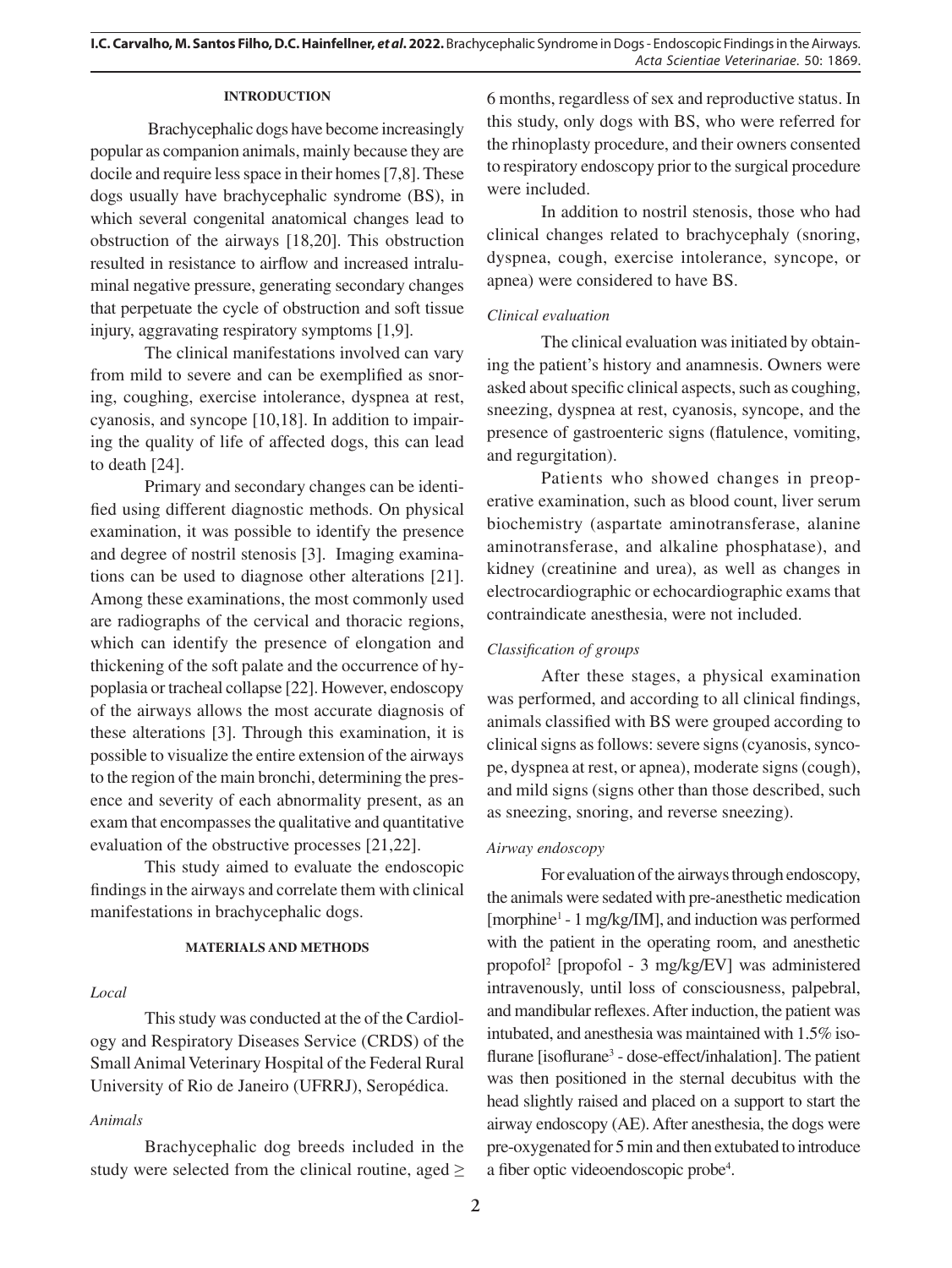## INTRODUCTION

Brachycephalic dogs have become increasingly popular as companion animals, mainly because they are docile and require less space in their homes [7,8]. These dogs usually have brachycephalic syndrome (BS), in which several congenital anatomical changes lead to obstruction of the airways [18,20]. This obstruction resulted in resistance to airflow and increased intraluminal negative pressure, generating secondary changes that perpetuate the cycle of obstruction and soft tissue injury, aggravating respiratory symptoms [1,9].

The clinical manifestations involved can vary from mild to severe and can be exemplified as snoring, coughing, exercise intolerance, dyspnea at rest, cyanosis, and syncope [10,18]. In addition to impairing the quality of life of affected dogs, this can lead to death [24].

Primary and secondary changes can be identified using different diagnostic methods. On physical examination, it was possible to identify the presence and degree of nostril stenosis [3]. Imaging examinations can be used to diagnose other alterations [21]. Among these examinations, the most commonly used are radiographs of the cervical and thoracic regions, which can identify the presence of elongation and thickening of the soft palate and the occurrence of hypoplasia or tracheal collapse [22]. However, endoscopy of the airways allows the most accurate diagnosis of these alterations [3]. Through this examination, it is possible to visualize the entire extension of the airways to the region of the main bronchi, determining the presence and severity of each abnormality present, as an exam that encompasses the qualitative and quantitative evaluation of the obstructive processes [21,22].

This study aimed to evaluate the endoscopic findings in the airways and correlate them with clinical manifestations in brachycephalic dogs.

## MATERIALS AND METHODS

### *Local*

This study was conducted at the of the Cardiology and Respiratory Diseases Service (CRDS) of the Small Animal Veterinary Hospital of the Federal Rural University of Rio de Janeiro (UFRRJ), Seropédica.

### *Animals*

Brachycephalic dog breeds included in the study were selected from the clinical routine, aged ≥ 6 months, regardless of sex and reproductive status. In this study, only dogs with BS, who were referred for the rhinoplasty procedure, and their owners consented to respiratory endoscopy prior to the surgical procedure were included.

In addition to nostril stenosis, those who had clinical changes related to brachycephaly (snoring, dyspnea, cough, exercise intolerance, syncope, or apnea) were considered to have BS.

### *Clinical evaluation*

The clinical evaluation was initiated by obtaining the patient's history and anamnesis. Owners were asked about specific clinical aspects, such as coughing, sneezing, dyspnea at rest, cyanosis, syncope, and the presence of gastroenteric signs (flatulence, vomiting, and regurgitation).

Patients who showed changes in preoperative examination, such as blood count, liver serum biochemistry (aspartate aminotransferase, alanine aminotransferase, and alkaline phosphatase), and kidney (creatinine and urea), as well as changes in electrocardiographic or echocardiographic exams that contraindicate anesthesia, were not included.

### *Classification of groups*

After these stages, a physical examination was performed, and according to all clinical findings, animals classified with BS were grouped according to clinical signs as follows: severe signs (cyanosis, syncope, dyspnea at rest, or apnea), moderate signs (cough), and mild signs (signs other than those described, such as sneezing, snoring, and reverse sneezing).

### *Airway endoscopy*

For evaluation of the airways through endoscopy, the animals were sedated with pre-anesthetic medication [morphine[1] - 1 mg/kg/IM], and induction was performed with the patient in the operating room, and anesthetic propofol[2] [propofol - 3 mg/kg/EV] was administered intravenously, until loss of consciousness, palpebral, and mandibular reflexes. After induction, the patient was intubated, and anesthesia was maintained with 1.5% isoflurane [isoflurane[3] - dose-effect/inhalation]. The patient was then positioned in the sternal decubitus with the head slightly raised and placed on a support to start the airway endoscopy (AE). After anesthesia, the dogs were pre-oxygenated for 5 min and then extubated to introduce a fiber optic videoendoscopic probe[4].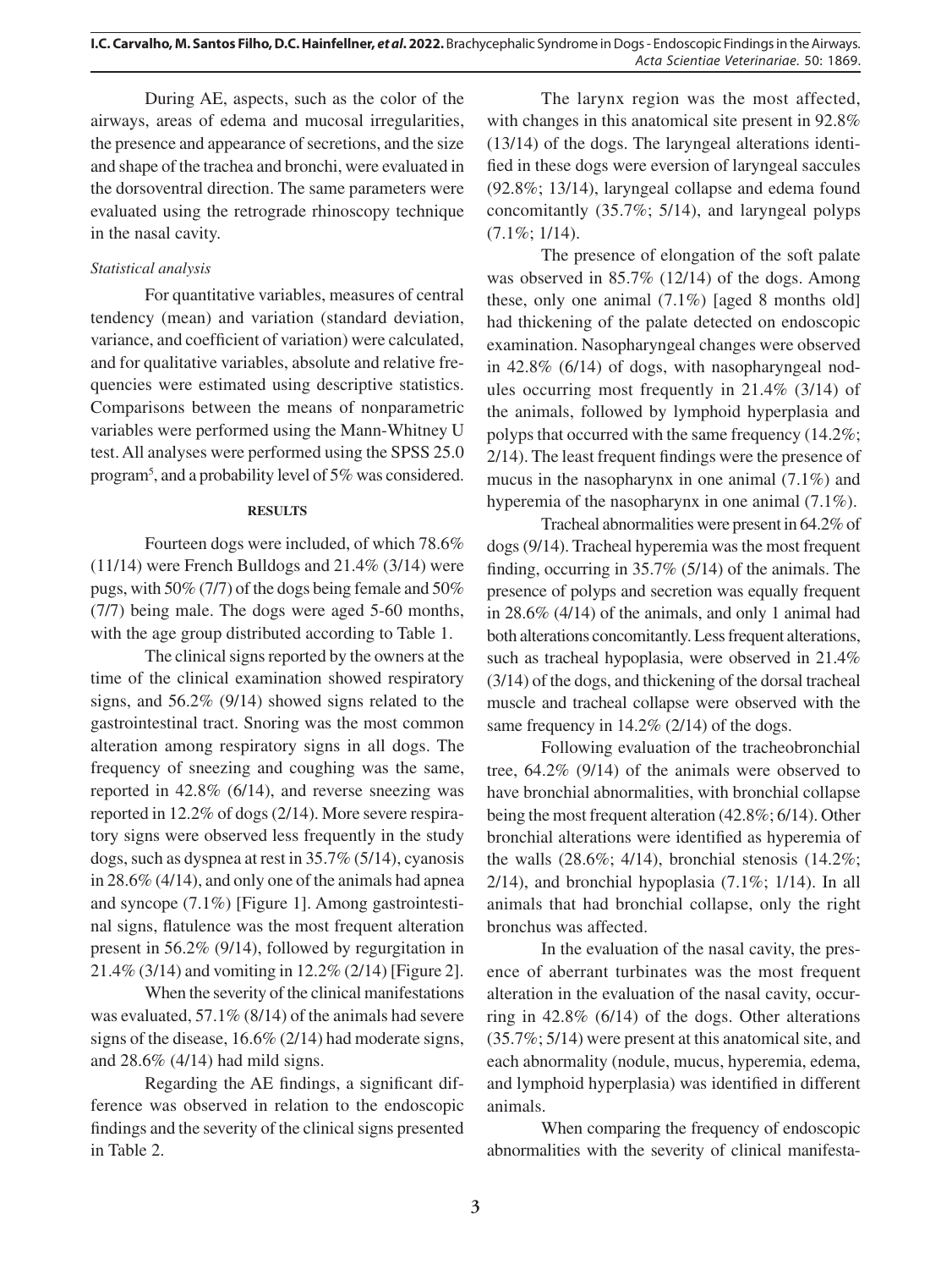During AE, aspects, such as the color of the airways, areas of edema and mucosal irregularities, the presence and appearance of secretions, and the size and shape of the trachea and bronchi, were evaluated in the dorsoventral direction. The same parameters were evaluated using the retrograde rhinoscopy technique in the nasal cavity.

*Statistical analysis*

For quantitative variables, measures of central tendency (mean) and variation (standard deviation, variance, and coefficient of variation) were calculated, and for qualitative variables, absolute and relative frequencies were estimated using descriptive statistics. Comparisons between the means of nonparametric variables were performed using the Mann-Whitney U test. All analyses were performed using the SPSS 25.0 program[5], and a probability level of 5% was considered.

## RESULTS

Fourteen dogs were included, of which 78.6% (11/14) were French Bulldogs and 21.4% (3/14) were pugs, with 50% (7/7) of the dogs being female and 50% (7/7) being male. The dogs were aged 5-60 months, with the age group distributed according to Table 1.

The clinical signs reported by the owners at the time of the clinical examination showed respiratory signs, and 56.2% (9/14) showed signs related to the gastrointestinal tract. Snoring was the most common alteration among respiratory signs in all dogs. The frequency of sneezing and coughing was the same, reported in 42.8% (6/14), and reverse sneezing was reported in 12.2% of dogs (2/14). More severe respiratory signs were observed less frequently in the study dogs, such as dyspnea at rest in 35.7% (5/14), cyanosis in 28.6% (4/14), and only one of the animals had apnea and syncope (7.1%) [Figure 1]. Among gastrointestinal signs, flatulence was the most frequent alteration present in 56.2% (9/14), followed by regurgitation in 21.4% (3/14) and vomiting in 12.2% (2/14) [Figure 2].

When the severity of the clinical manifestations was evaluated, 57.1% (8/14) of the animals had severe signs of the disease, 16.6% (2/14) had moderate signs, and 28.6% (4/14) had mild signs.

Regarding the AE findings, a significant difference was observed in relation to the endoscopic findings and the severity of the clinical signs presented in Table 2.

The larynx region was the most affected, with changes in this anatomical site present in 92.8% (13/14) of the dogs. The laryngeal alterations identified in these dogs were eversion of laryngeal saccules (92.8%; 13/14), laryngeal collapse and edema found concomitantly (35.7%; 5/14), and laryngeal polyps (7.1%; 1/14).

The presence of elongation of the soft palate was observed in 85.7% (12/14) of the dogs. Among these, only one animal (7.1%) [aged 8 months old] had thickening of the palate detected on endoscopic examination. Nasopharyngeal changes were observed in 42.8% (6/14) of dogs, with nasopharyngeal nodules occurring most frequently in 21.4% (3/14) of the animals, followed by lymphoid hyperplasia and polyps that occurred with the same frequency (14.2%; 2/14). The least frequent findings were the presence of mucus in the nasopharynx in one animal (7.1%) and hyperemia of the nasopharynx in one animal (7.1%).

Tracheal abnormalities were present in 64.2% of dogs (9/14). Tracheal hyperemia was the most frequent finding, occurring in 35.7% (5/14) of the animals. The presence of polyps and secretion was equally frequent in 28.6% (4/14) of the animals, and only 1 animal had both alterations concomitantly. Less frequent alterations, such as tracheal hypoplasia, were observed in 21.4% (3/14) of the dogs, and thickening of the dorsal tracheal muscle and tracheal collapse were observed with the same frequency in 14.2% (2/14) of the dogs.

Following evaluation of the tracheobronchial tree, 64.2% (9/14) of the animals were observed to have bronchial abnormalities, with bronchial collapse being the most frequent alteration (42.8%; 6/14). Other bronchial alterations were identified as hyperemia of the walls (28.6%; 4/14), bronchial stenosis (14.2%; 2/14), and bronchial hypoplasia (7.1%; 1/14). In all animals that had bronchial collapse, only the right bronchus was affected.

In the evaluation of the nasal cavity, the presence of aberrant turbinates was the most frequent alteration in the evaluation of the nasal cavity, occurring in 42.8% (6/14) of the dogs. Other alterations (35.7%; 5/14) were present at this anatomical site, and each abnormality (nodule, mucus, hyperemia, edema, and lymphoid hyperplasia) was identified in different animals.

When comparing the frequency of endoscopic abnormalities with the severity of clinical manifesta-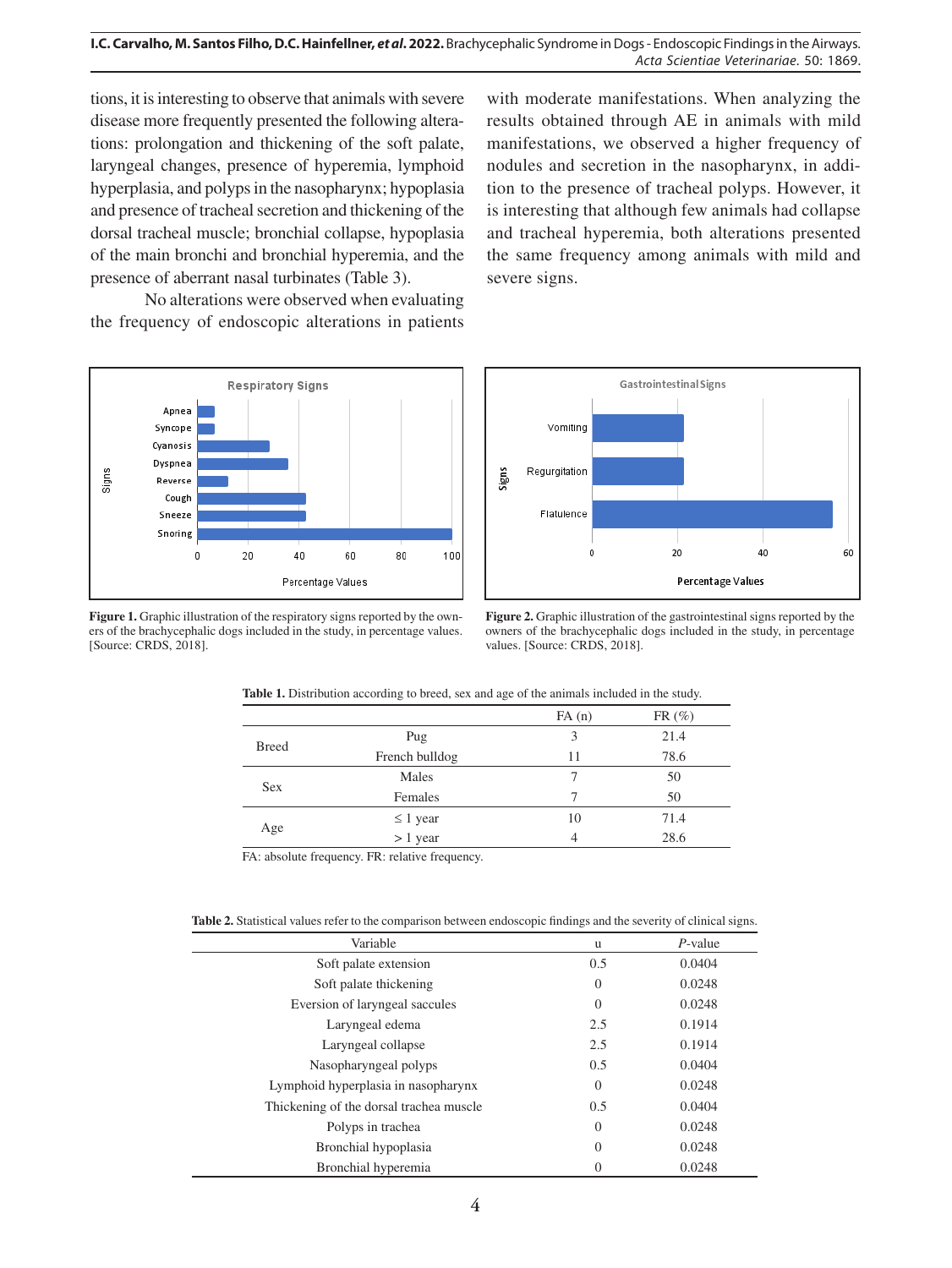tions, it is interesting to observe that animals with severe disease more frequently presented the following alterations: prolongation and thickening of the soft palate, laryngeal changes, presence of hyperemia, lymphoid hyperplasia, and polyps in the nasopharynx; hypoplasia and presence of tracheal secretion and thickening of the dorsal tracheal muscle; bronchial collapse, hypoplasia of the main bronchi and bronchial hyperemia, and the presence of aberrant nasal turbinates (Table 3).

No alterations were observed when evaluating the frequency of endoscopic alterations in patients with moderate manifestations. When analyzing the results obtained through AE in animals with mild manifestations, we observed a higher frequency of nodules and secretion in the nasopharynx, in addition to the presence of tracheal polyps. However, it is interesting that although few animals had collapse and tracheal hyperemia, both alterations presented the same frequency among animals with mild and severe signs.

**Figure 1.** Graphic illustration of the respiratory signs reported by the owners of the brachycephalic dogs included in the study, in percentage values. [Source: CRDS, 2018].

**Figure 2.** Graphic illustration of the gastrointestinal signs reported by the owners of the brachycephalic dogs included in the study, in percentage values. [Source: CRDS, 2018].

**Table 1.** Distribution according to breed, sex and age of the animals included in the study.

| | | FA (n) | FR (%) |
|---|---|---|---|
| Breed | Pug | 3 | 21.4 |
| | French bulldog | 11 | 78.6 |
| Sex | Males | 7 | 50 |
| | Females | 7 | 50 |
| Age | ≤ 1 year | 10 | 71.4 |
| | > 1 year | 4 | 28.6 |

FA: absolute frequency. FR: relative frequency.

**Table 2.** Statistical values refer to the comparison between endoscopic findings and the severity of clinical signs.

| Variable | u | *P*-value |
|---|---|---|
| Soft palate extension | 0.5 | 0.0404 |
| Soft palate thickening | 0 | 0.0248 |
| Eversion of laryngeal saccules | 0 | 0.0248 |
| Laryngeal edema | 2.5 | 0.1914 |
| Laryngeal collapse | 2.5 | 0.1914 |
| Nasopharyngeal polyps | 0.5 | 0.0404 |
| Lymphoid hyperplasia in nasopharynx | 0 | 0.0248 |
| Thickening of the dorsal trachea muscle | 0.5 | 0.0404 |
| Polyps in trachea | 0 | 0.0248 |
| Bronchial hypoplasia | 0 | 0.0248 |
| Bronchial hyperemia | 0 | 0.0248 |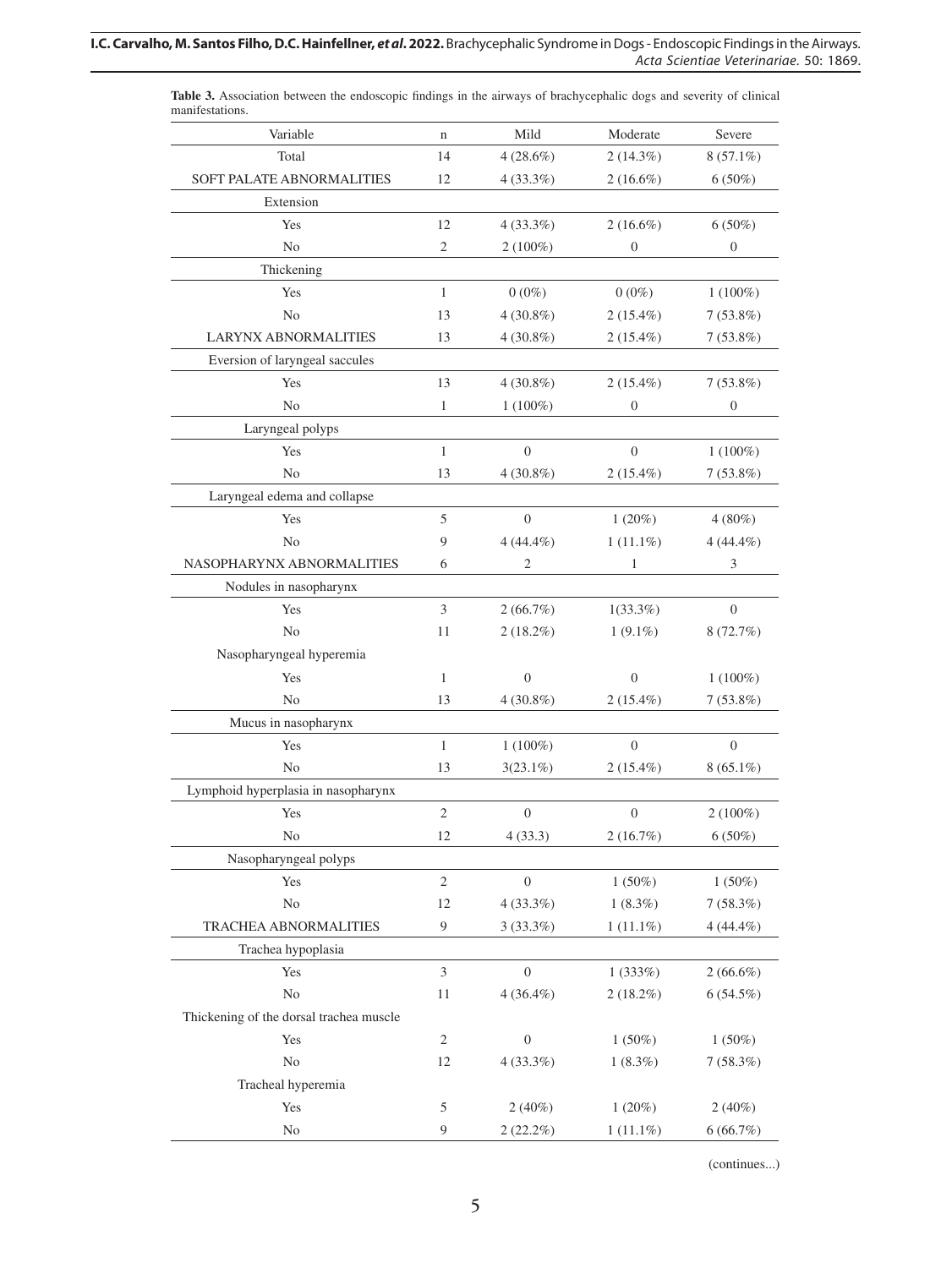**Table 3.** Association between the endoscopic findings in the airways of brachycephalic dogs and severity of clinical manifestations.

| Variable | n | Mild | Moderate | Severe |
|---|---|---|---|---|
| Total | 14 | 4 (28.6%) | 2 (14.3%) | 8 (57.1%) |
| SOFT PALATE ABNORMALITIES | 12 | 4 (33.3%) | 2 (16.6%) | 6 (50%) |
| Extension | | | | |
| Yes | 12 | 4 (33.3%) | 2 (16.6%) | 6 (50%) |
| No | 2 | 2 (100%) | 0 | 0 |
| Thickening | | | | |
| Yes | 1 | 0 (0%) | 0 (0%) | 1 (100%) |
| No | 13 | 4 (30.8%) | 2 (15.4%) | 7 (53.8%) |
| LARYNX ABNORMALITIES | 13 | 4 (30.8%) | 2 (15.4%) | 7 (53.8%) |
| Eversion of laryngeal saccules | | | | |
| Yes | 13 | 4 (30.8%) | 2 (15.4%) | 7 (53.8%) |
| No | 1 | 1 (100%) | 0 | 0 |
| Laryngeal polyps | | | | |
| Yes | 1 | 0 | 0 | 1 (100%) |
| No | 13 | 4 (30.8%) | 2 (15.4%) | 7 (53.8%) |
| Laryngeal edema and collapse | | | | |
| Yes | 5 | 0 | 1 (20%) | 4 (80%) |
| No | 9 | 4 (44.4%) | 1 (11.1%) | 4 (44.4%) |
| NASOPHARYNX ABNORMALITIES | 6 | 2 | 1 | 3 |
| Nodules in nasopharynx | | | | |
| Yes | 3 | 2 (66.7%) | 1(33.3%) | 0 |
| No | 11 | 2 (18.2%) | 1 (9.1%) | 8 (72.7%) |
| Nasopharyngeal hyperemia | | | | |
| Yes | 1 | 0 | 0 | 1 (100%) |
| No | 13 | 4 (30.8%) | 2 (15.4%) | 7 (53.8%) |
| Mucus in nasopharynx | | | | |
| Yes | 1 | 1 (100%) | 0 | 0 |
| No | 13 | 3(23.1%) | 2 (15.4%) | 8 (65.1%) |
| Lymphoid hyperplasia in nasopharynx | | | | |
| Yes | 2 | 0 | 0 | 2 (100%) |
| No | 12 | 4 (33.3) | 2 (16.7%) | 6 (50%) |
| Nasopharyngeal polyps | | | | |
| Yes | 2 | 0 | 1 (50%) | 1 (50%) |
| No | 12 | 4 (33.3%) | 1 (8.3%) | 7 (58.3%) |
| TRACHEA ABNORMALITIES | 9 | 3 (33.3%) | 1 (11.1%) | 4 (44.4%) |
| Trachea hypoplasia | | | | |
| Yes | 3 | 0 | 1 (333%) | 2 (66.6%) |
| No | 11 | 4 (36.4%) | 2 (18.2%) | 6 (54.5%) |
| Thickening of the dorsal trachea muscle | | | | |
| Yes | 2 | 0 | 1 (50%) | 1 (50%) |
| No | 12 | 4 (33.3%) | 1 (8.3%) | 7 (58.3%) |
| Tracheal hyperemia | | | | |
| Yes | 5 | 2 (40%) | 1 (20%) | 2 (40%) |
| No | 9 | 2 (22.2%) | 1 (11.1%) | 6 (66.7%) |

(continues...)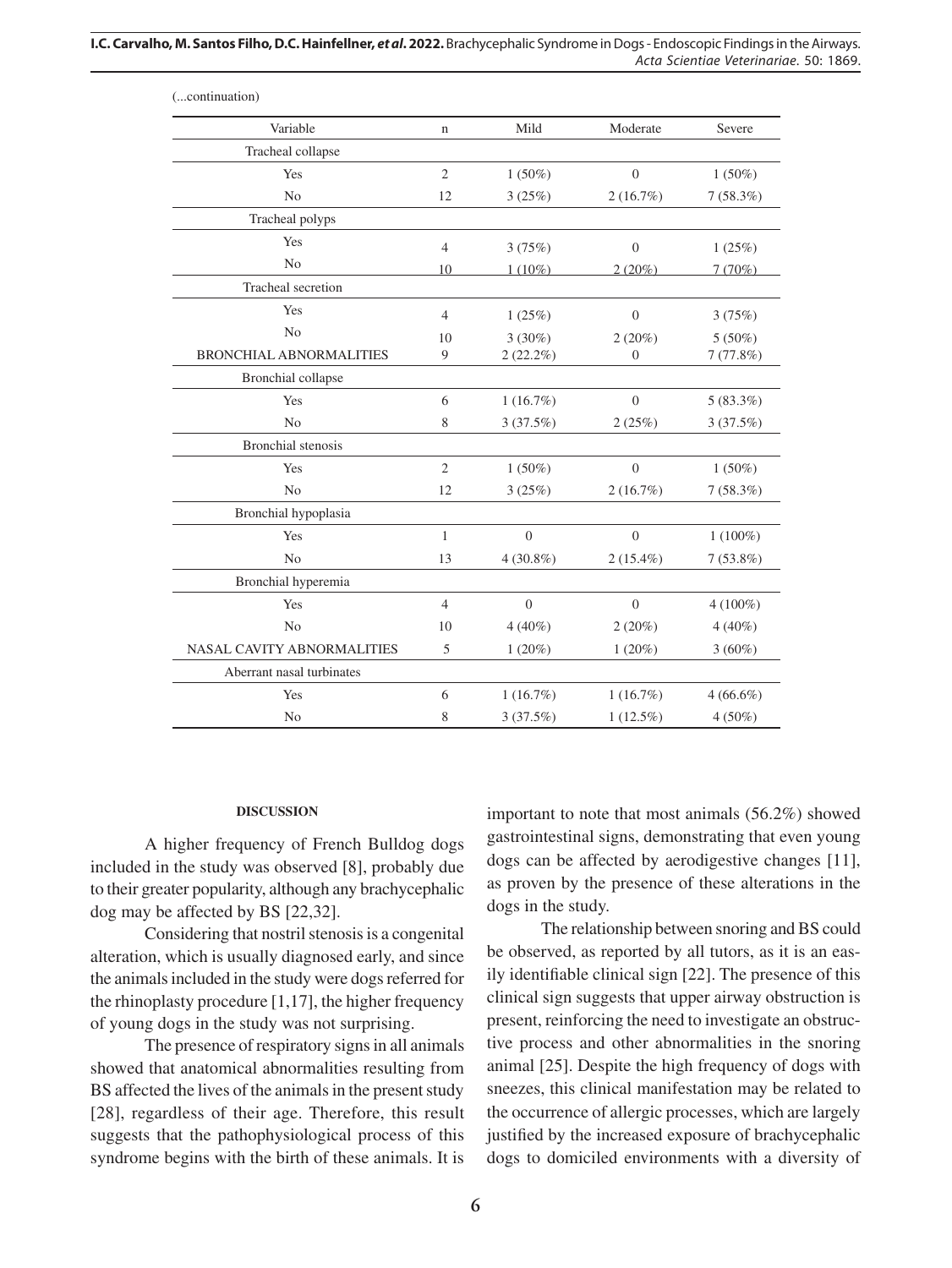(...continuation)

| Variable | n | Mild | Moderate | Severe |
|---|---|---|---|---|
| Tracheal collapse | | | | |
| Yes | 2 | 1 (50%) | 0 | 1 (50%) |
| No | 12 | 3 (25%) | 2 (16.7%) | 7 (58.3%) |
| Tracheal polyps | | | | |
| Yes | 4 | 3 (75%) | 0 | 1 (25%) |
| No | 10 | 1 (10%) | 2 (20%) | 7 (70%) |
| Tracheal secretion | | | | |
| Yes | 4 | 1 (25%) | 0 | 3 (75%) |
| No | 10 | 3 (30%) | 2 (20%) | 5 (50%) |
| BRONCHIAL ABNORMALITIES | 9 | 2 (22.2%) | 0 | 7 (77.8%) |
| Bronchial collapse | | | | |
| Yes | 6 | 1 (16.7%) | 0 | 5 (83.3%) |
| No | 8 | 3 (37.5%) | 2 (25%) | 3 (37.5%) |
| Bronchial stenosis | | | | |
| Yes | 2 | 1 (50%) | 0 | 1 (50%) |
| No | 12 | 3 (25%) | 2 (16.7%) | 7 (58.3%) |
| Bronchial hypoplasia | | | | |
| Yes | 1 | 0 | 0 | 1 (100%) |
| No | 13 | 4 (30.8%) | 2 (15.4%) | 7 (53.8%) |
| Bronchial hyperemia | | | | |
| Yes | 4 | 0 | 0 | 4 (100%) |
| No | 10 | 4 (40%) | 2 (20%) | 4 (40%) |
| NASAL CAVITY ABNORMALITIES | 5 | 1 (20%) | 1 (20%) | 3 (60%) |
| Aberrant nasal turbinates | | | | |
| Yes | 6 | 1 (16.7%) | 1 (16.7%) | 4 (66.6%) |
| No | 8 | 3 (37.5%) | 1 (12.5%) | 4 (50%) |

## DISCUSSION

A higher frequency of French Bulldog dogs included in the study was observed [8], probably due to their greater popularity, although any brachycephalic dog may be affected by BS [22,32].

Considering that nostril stenosis is a congenital alteration, which is usually diagnosed early, and since the animals included in the study were dogs referred for the rhinoplasty procedure [1,17], the higher frequency of young dogs in the study was not surprising.

The presence of respiratory signs in all animals showed that anatomical abnormalities resulting from BS affected the lives of the animals in the present study [28], regardless of their age. Therefore, this result suggests that the pathophysiological process of this syndrome begins with the birth of these animals. It is important to note that most animals (56.2%) showed gastrointestinal signs, demonstrating that even young dogs can be affected by aerodigestive changes [11], as proven by the presence of these alterations in the dogs in the study.

The relationship between snoring and BS could be observed, as reported by all tutors, as it is an easily identifiable clinical sign [22]. The presence of this clinical sign suggests that upper airway obstruction is present, reinforcing the need to investigate an obstructive process and other abnormalities in the snoring animal [25]. Despite the high frequency of dogs with sneezes, this clinical manifestation may be related to the occurrence of allergic processes, which are largely justified by the increased exposure of brachycephalic dogs to domiciled environments with a diversity of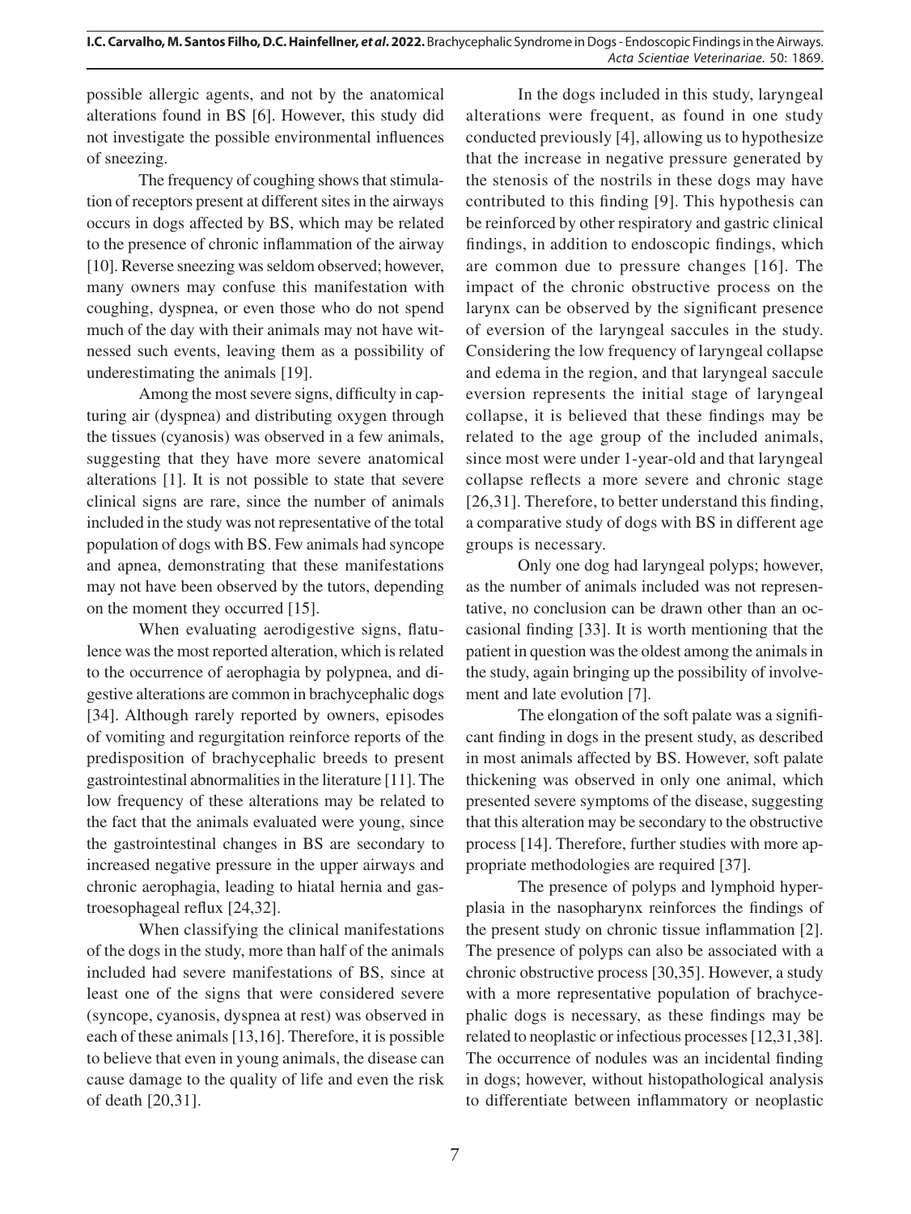possible allergic agents, and not by the anatomical alterations found in BS [6]. However, this study did not investigate the possible environmental influences of sneezing.

The frequency of coughing shows that stimulation of receptors present at different sites in the airways occurs in dogs affected by BS, which may be related to the presence of chronic inflammation of the airway [10]. Reverse sneezing was seldom observed; however, many owners may confuse this manifestation with coughing, dyspnea, or even those who do not spend much of the day with their animals may not have witnessed such events, leaving them as a possibility of underestimating the animals [19].

Among the most severe signs, difficulty in capturing air (dyspnea) and distributing oxygen through the tissues (cyanosis) was observed in a few animals, suggesting that they have more severe anatomical alterations [1]. It is not possible to state that severe clinical signs are rare, since the number of animals included in the study was not representative of the total population of dogs with BS. Few animals had syncope and apnea, demonstrating that these manifestations may not have been observed by the tutors, depending on the moment they occurred [15].

When evaluating aerodigestive signs, flatulence was the most reported alteration, which is related to the occurrence of aerophagia by polypnea, and digestive alterations are common in brachycephalic dogs [34]. Although rarely reported by owners, episodes of vomiting and regurgitation reinforce reports of the predisposition of brachycephalic breeds to present gastrointestinal abnormalities in the literature [11]. The low frequency of these alterations may be related to the fact that the animals evaluated were young, since the gastrointestinal changes in BS are secondary to increased negative pressure in the upper airways and chronic aerophagia, leading to hiatal hernia and gastroesophageal reflux [24,32].

When classifying the clinical manifestations of the dogs in the study, more than half of the animals included had severe manifestations of BS, since at least one of the signs that were considered severe (syncope, cyanosis, dyspnea at rest) was observed in each of these animals [13,16]. Therefore, it is possible to believe that even in young animals, the disease can cause damage to the quality of life and even the risk of death [20,31].

In the dogs included in this study, laryngeal alterations were frequent, as found in one study conducted previously [4], allowing us to hypothesize that the increase in negative pressure generated by the stenosis of the nostrils in these dogs may have contributed to this finding [9]. This hypothesis can be reinforced by other respiratory and gastric clinical findings, in addition to endoscopic findings, which are common due to pressure changes [16]. The impact of the chronic obstructive process on the larynx can be observed by the significant presence of eversion of the laryngeal saccules in the study. Considering the low frequency of laryngeal collapse and edema in the region, and that laryngeal saccule eversion represents the initial stage of laryngeal collapse, it is believed that these findings may be related to the age group of the included animals, since most were under 1-year-old and that laryngeal collapse reflects a more severe and chronic stage [26,31]. Therefore, to better understand this finding, a comparative study of dogs with BS in different age groups is necessary.

Only one dog had laryngeal polyps; however, as the number of animals included was not representative, no conclusion can be drawn other than an occasional finding [33]. It is worth mentioning that the patient in question was the oldest among the animals in the study, again bringing up the possibility of involvement and late evolution [7].

The elongation of the soft palate was a significant finding in dogs in the present study, as described in most animals affected by BS. However, soft palate thickening was observed in only one animal, which presented severe symptoms of the disease, suggesting that this alteration may be secondary to the obstructive process [14]. Therefore, further studies with more appropriate methodologies are required [37].

The presence of polyps and lymphoid hyperplasia in the nasopharynx reinforces the findings of the present study on chronic tissue inflammation [2]. The presence of polyps can also be associated with a chronic obstructive process [30,35]. However, a study with a more representative population of brachycephalic dogs is necessary, as these findings may be related to neoplastic or infectious processes [12,31,38]. The occurrence of nodules was an incidental finding in dogs; however, without histopathological analysis to differentiate between inflammatory or neoplastic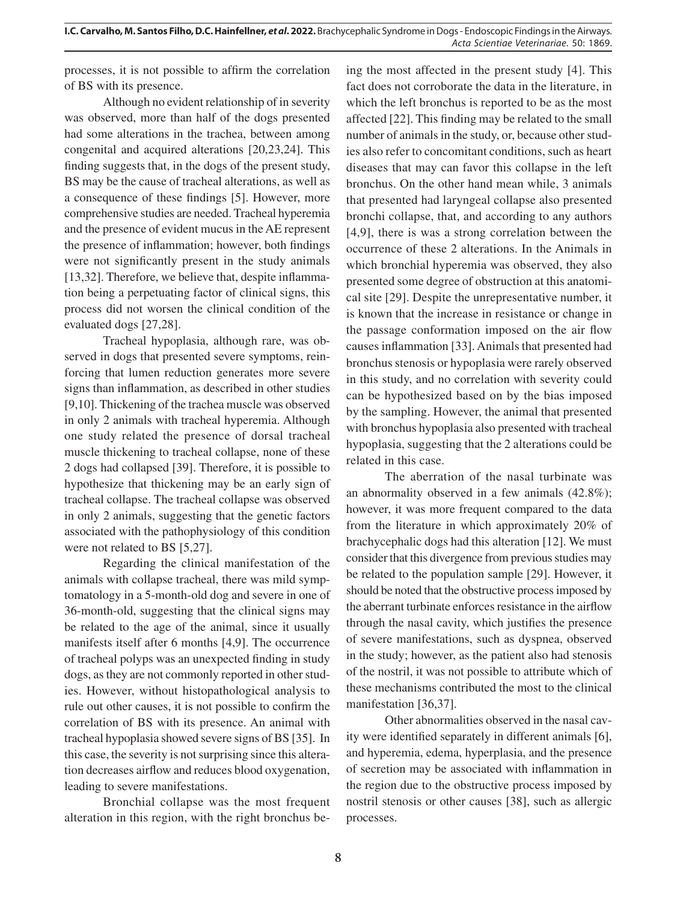processes, it is not possible to affirm the correlation of BS with its presence.

Although no evident relationship of in severity was observed, more than half of the dogs presented had some alterations in the trachea, between among congenital and acquired alterations [20,23,24]. This finding suggests that, in the dogs of the present study, BS may be the cause of tracheal alterations, as well as a consequence of these findings [5]. However, more comprehensive studies are needed. Tracheal hyperemia and the presence of evident mucus in the AE represent the presence of inflammation; however, both findings were not significantly present in the study animals [13,32]. Therefore, we believe that, despite inflammation being a perpetuating factor of clinical signs, this process did not worsen the clinical condition of the evaluated dogs [27,28].

Tracheal hypoplasia, although rare, was observed in dogs that presented severe symptoms, reinforcing that lumen reduction generates more severe signs than inflammation, as described in other studies [9,10]. Thickening of the trachea muscle was observed in only 2 animals with tracheal hyperemia. Although one study related the presence of dorsal tracheal muscle thickening to tracheal collapse, none of these 2 dogs had collapsed [39]. Therefore, it is possible to hypothesize that thickening may be an early sign of tracheal collapse. The tracheal collapse was observed in only 2 animals, suggesting that the genetic factors associated with the pathophysiology of this condition were not related to BS [5,27].

Regarding the clinical manifestation of the animals with collapse tracheal, there was mild symptomatology in a 5-month-old dog and severe in one of 36-month-old, suggesting that the clinical signs may be related to the age of the animal, since it usually manifests itself after 6 months [4,9]. The occurrence of tracheal polyps was an unexpected finding in study dogs, as they are not commonly reported in other studies. However, without histopathological analysis to rule out other causes, it is not possible to confirm the correlation of BS with its presence. An animal with tracheal hypoplasia showed severe signs of BS [35]. In this case, the severity is not surprising since this alteration decreases airflow and reduces blood oxygenation, leading to severe manifestations.

Bronchial collapse was the most frequent alteration in this region, with the right bronchus being the most affected in the present study [4]. This fact does not corroborate the data in the literature, in which the left bronchus is reported to be as the most affected [22]. This finding may be related to the small number of animals in the study, or, because other studies also refer to concomitant conditions, such as heart diseases that may can favor this collapse in the left bronchus. On the other hand mean while, 3 animals that presented had laryngeal collapse also presented bronchi collapse, that, and according to any authors [4,9], there is was a strong correlation between the occurrence of these 2 alterations. In the Animals in which bronchial hyperemia was observed, they also presented some degree of obstruction at this anatomical site [29]. Despite the unrepresentative number, it is known that the increase in resistance or change in the passage conformation imposed on the air flow causes inflammation [33]. Animals that presented had bronchus stenosis or hypoplasia were rarely observed in this study, and no correlation with severity could can be hypothesized based on by the bias imposed by the sampling. However, the animal that presented with bronchus hypoplasia also presented with tracheal hypoplasia, suggesting that the 2 alterations could be related in this case.

The aberration of the nasal turbinate was an abnormality observed in a few animals (42.8%); however, it was more frequent compared to the data from the literature in which approximately 20% of brachycephalic dogs had this alteration [12]. We must consider that this divergence from previous studies may be related to the population sample [29]. However, it should be noted that the obstructive process imposed by the aberrant turbinate enforces resistance in the airflow through the nasal cavity, which justifies the presence of severe manifestations, such as dyspnea, observed in the study; however, as the patient also had stenosis of the nostril, it was not possible to attribute which of these mechanisms contributed the most to the clinical manifestation [36,37].

Other abnormalities observed in the nasal cavity were identified separately in different animals [6], and hyperemia, edema, hyperplasia, and the presence of secretion may be associated with inflammation in the region due to the obstructive process imposed by nostril stenosis or other causes [38], such as allergic processes.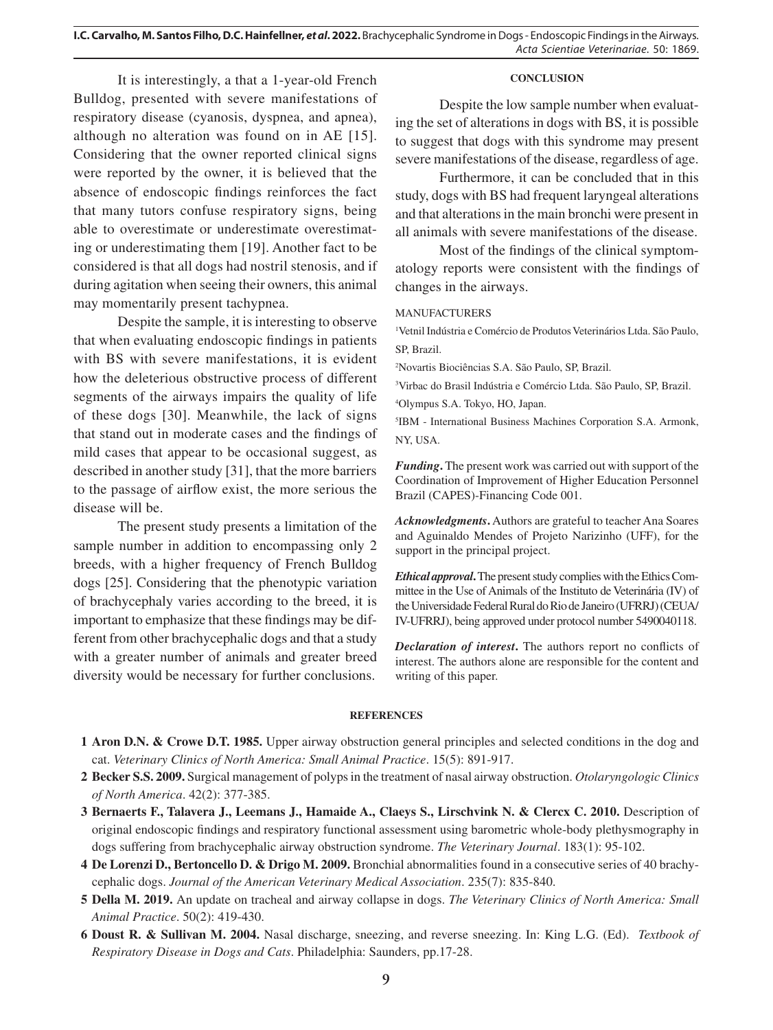It is interestingly, a that a 1-year-old French Bulldog, presented with severe manifestations of respiratory disease (cyanosis, dyspnea, and apnea), although no alteration was found on in AE [15]. Considering that the owner reported clinical signs were reported by the owner, it is believed that the absence of endoscopic findings reinforces the fact that many tutors confuse respiratory signs, being able to overestimate or underestimate overestimating or underestimating them [19]. Another fact to be considered is that all dogs had nostril stenosis, and if during agitation when seeing their owners, this animal may momentarily present tachypnea.

Despite the sample, it is interesting to observe that when evaluating endoscopic findings in patients with BS with severe manifestations, it is evident how the deleterious obstructive process of different segments of the airways impairs the quality of life of these dogs [30]. Meanwhile, the lack of signs that stand out in moderate cases and the findings of mild cases that appear to be occasional suggest, as described in another study [31], that the more barriers to the passage of airflow exist, the more serious the disease will be.

The present study presents a limitation of the sample number in addition to encompassing only 2 breeds, with a higher frequency of French Bulldog dogs [25]. Considering that the phenotypic variation of brachycephaly varies according to the breed, it is important to emphasize that these findings may be different from other brachycephalic dogs and that a study with a greater number of animals and greater breed diversity would be necessary for further conclusions.

## CONCLUSION

Despite the low sample number when evaluating the set of alterations in dogs with BS, it is possible to suggest that dogs with this syndrome may present severe manifestations of the disease, regardless of age.

Furthermore, it can be concluded that in this study, dogs with BS had frequent laryngeal alterations and that alterations in the main bronchi were present in all animals with severe manifestations of the disease.

Most of the findings of the clinical symptomatology reports were consistent with the findings of changes in the airways.

MANUFACTURERS

[1]Vetnil Indústria e Comércio de Produtos Veterinários Ltda. São Paulo, SP, Brazil.

[2]Novartis Biociências S.A. São Paulo, SP, Brazil.

[3]Virbac do Brasil Indústria e Comércio Ltda. São Paulo, SP, Brazil.

[4]Olympus S.A. Tokyo, HO, Japan.

[5]IBM - International Business Machines Corporation S.A. Armonk, NY, USA.

***Funding*.** The present work was carried out with support of the Coordination of Improvement of Higher Education Personnel Brazil (CAPES)-Financing Code 001.

***Acknowledgments*.** Authors are grateful to teacher Ana Soares and Aguinaldo Mendes of Projeto Narizinho (UFF), for the support in the principal project.

***Ethical approval*.** The present study complies with the Ethics Committee in the Use of Animals of the Instituto de Veterinária (IV) of the Universidade Federal Rural do Rio de Janeiro (UFRRJ) (CEUA/IV-UFRRJ), being approved under protocol number 5490040118.

***Declaration of interest*.** The authors report no conflicts of interest. The authors alone are responsible for the content and writing of this paper.

## REFERENCES

**1 Aron D.N. & Crowe D.T. 1985.** Upper airway obstruction general principles and selected conditions in the dog and cat. *Veterinary Clinics of North America: Small Animal Practice*. 15(5): 891-917.

**2 Becker S.S. 2009.** Surgical management of polyps in the treatment of nasal airway obstruction. *Otolaryngologic Clinics of North America*. 42(2): 377-385.

**3 Bernaerts F., Talavera J., Leemans J., Hamaide A., Claeys S., Lirschvink N. & Clercx C. 2010.** Description of original endoscopic findings and respiratory functional assessment using barometric whole-body plethysmography in dogs suffering from brachycephalic airway obstruction syndrome. *The Veterinary Journal*. 183(1): 95-102.

**4 De Lorenzi D., Bertoncello D. & Drigo M. 2009.** Bronchial abnormalities found in a consecutive series of 40 brachycephalic dogs. *Journal of the American Veterinary Medical Association*. 235(7): 835-840.

**5 Della M. 2019.** An update on tracheal and airway collapse in dogs. *The Veterinary Clinics of North America: Small Animal Practice*. 50(2): 419-430.

**6 Doust R. & Sullivan M. 2004.** Nasal discharge, sneezing, and reverse sneezing. In: King L.G. (Ed). *Textbook of Respiratory Disease in Dogs and Cats*. Philadelphia: Saunders, pp.17-28.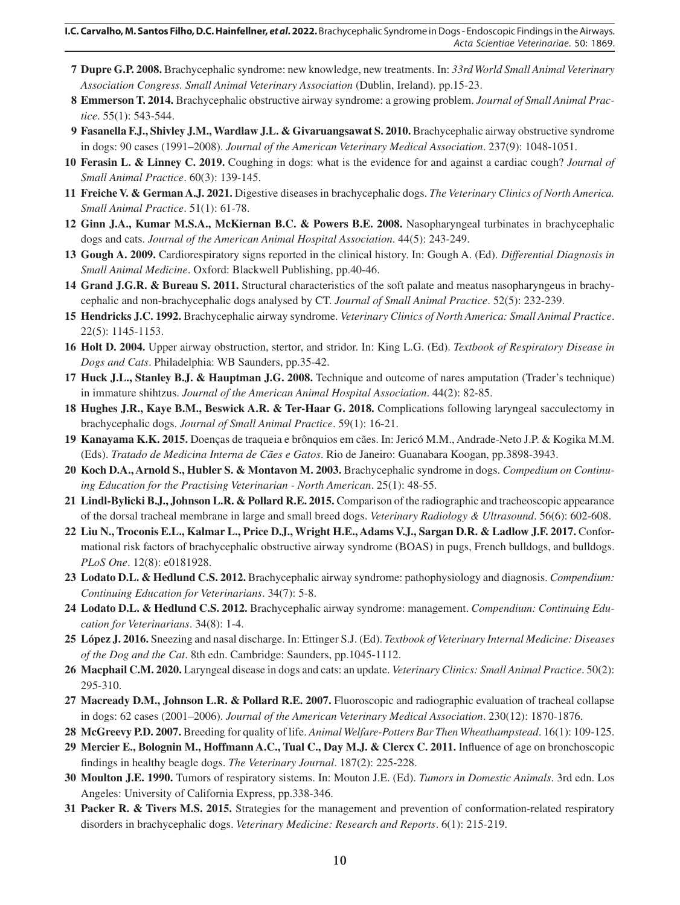**7 Dupre G.P. 2008.** Brachycephalic syndrome: new knowledge, new treatments. In: *33rd World Small Animal Veterinary Association Congress. Small Animal Veterinary Association* (Dublin, Ireland). pp.15-23.

**8 Emmerson T. 2014.** Brachycephalic obstructive airway syndrome: a growing problem. *Journal of Small Animal Practice*. 55(1): 543-544.

**9 Fasanella F.J., Shivley J.M., Wardlaw J.L. & Givaruangsawat S. 2010.** Brachycephalic airway obstructive syndrome in dogs: 90 cases (1991–2008). *Journal of the American Veterinary Medical Association*. 237(9): 1048-1051.

**10 Ferasin L. & Linney C. 2019.** Coughing in dogs: what is the evidence for and against a cardiac cough? *Journal of Small Animal Practice*. 60(3): 139-145.

**11 Freiche V. & German A.J. 2021.** Digestive diseases in brachycephalic dogs. *The Veterinary Clinics of North America. Small Animal Practice*. 51(1): 61-78.

**12 Ginn J.A., Kumar M.S.A., McKiernan B.C. & Powers B.E. 2008.** Nasopharyngeal turbinates in brachycephalic dogs and cats. *Journal of the American Animal Hospital Association*. 44(5): 243-249.

**13 Gough A. 2009.** Cardiorespiratory signs reported in the clinical history. In: Gough A. (Ed). *Differential Diagnosis in Small Animal Medicine*. Oxford: Blackwell Publishing, pp.40-46.

**14 Grand J.G.R. & Bureau S. 2011.** Structural characteristics of the soft palate and meatus nasopharyngeus in brachycephalic and non-brachycephalic dogs analysed by CT. *Journal of Small Animal Practice*. 52(5): 232-239.

**15 Hendricks J.C. 1992.** Brachycephalic airway syndrome. *Veterinary Clinics of North America: Small Animal Practice*. 22(5): 1145-1153.

**16 Holt D. 2004.** Upper airway obstruction, stertor, and stridor. In: King L.G. (Ed). *Textbook of Respiratory Disease in Dogs and Cats*. Philadelphia: WB Saunders, pp.35-42.

**17 Huck J.L., Stanley B.J. & Hauptman J.G. 2008.** Technique and outcome of nares amputation (Trader's technique) in immature shihtzus. *Journal of the American Animal Hospital Association*. 44(2): 82-85.

**18 Hughes J.R., Kaye B.M., Beswick A.R. & Ter-Haar G. 2018.** Complications following laryngeal sacculectomy in brachycephalic dogs. *Journal of Small Animal Practice*. 59(1): 16-21.

**19 Kanayama K.K. 2015.** Doenças de traqueia e brônquios em cães. In: Jericó M.M., Andrade-Neto J.P. & Kogika M.M. (Eds). *Tratado de Medicina Interna de Cães e Gatos*. Rio de Janeiro: Guanabara Koogan, pp.3898-3943.

**20 Koch D.A., Arnold S., Hubler S. & Montavon M. 2003.** Brachycephalic syndrome in dogs. *Compedium on Continuing Education for the Practising Veterinarian - North American*. 25(1): 48-55.

**21 Lindl-Bylicki B.J., Johnson L.R. & Pollard R.E. 2015.** Comparison of the radiographic and tracheoscopic appearance of the dorsal tracheal membrane in large and small breed dogs. *Veterinary Radiology & Ultrasound*. 56(6): 602-608.

**22 Liu N., Troconis E.L., Kalmar L., Price D.J., Wright H.E., Adams V.J., Sargan D.R. & Ladlow J.F. 2017.** Conformational risk factors of brachycephalic obstructive airway syndrome (BOAS) in pugs, French bulldogs, and bulldogs. *PLoS One*. 12(8): e0181928.

**23 Lodato D.L. & Hedlund C.S. 2012.** Brachycephalic airway syndrome: pathophysiology and diagnosis. *Compendium: Continuing Education for Veterinarians*. 34(7): 5-8.

**24 Lodato D.L. & Hedlund C.S. 2012.** Brachycephalic airway syndrome: management. *Compendium: Continuing Education for Veterinarians*. 34(8): 1-4.

**25 López J. 2016.** Sneezing and nasal discharge. In: Ettinger S.J. (Ed). *Textbook of Veterinary Internal Medicine: Diseases of the Dog and the Cat*. 8th edn. Cambridge: Saunders, pp.1045-1112.

**26 Macphail C.M. 2020.** Laryngeal disease in dogs and cats: an update. *Veterinary Clinics: Small Animal Practice*. 50(2): 295-310.

**27 Macready D.M., Johnson L.R. & Pollard R.E. 2007.** Fluoroscopic and radiographic evaluation of tracheal collapse in dogs: 62 cases (2001–2006). *Journal of the American Veterinary Medical Association*. 230(12): 1870-1876.

**28 McGreevy P.D. 2007.** Breeding for quality of life. *Animal Welfare-Potters Bar Then Wheathampstead*. 16(1): 109-125.

**29 Mercier E., Bolognin M., Hoffmann A.C., Tual C., Day M.J. & Clercx C. 2011.** Influence of age on bronchoscopic findings in healthy beagle dogs. *The Veterinary Journal*. 187(2): 225-228.

**30 Moulton J.E. 1990.** Tumors of respiratory sistems. In: Mouton J.E. (Ed). *Tumors in Domestic Animals*. 3rd edn. Los Angeles: University of California Express, pp.338-346.

**31 Packer R. & Tivers M.S. 2015.** Strategies for the management and prevention of conformation-related respiratory disorders in brachycephalic dogs. *Veterinary Medicine: Research and Reports*. 6(1): 215-219.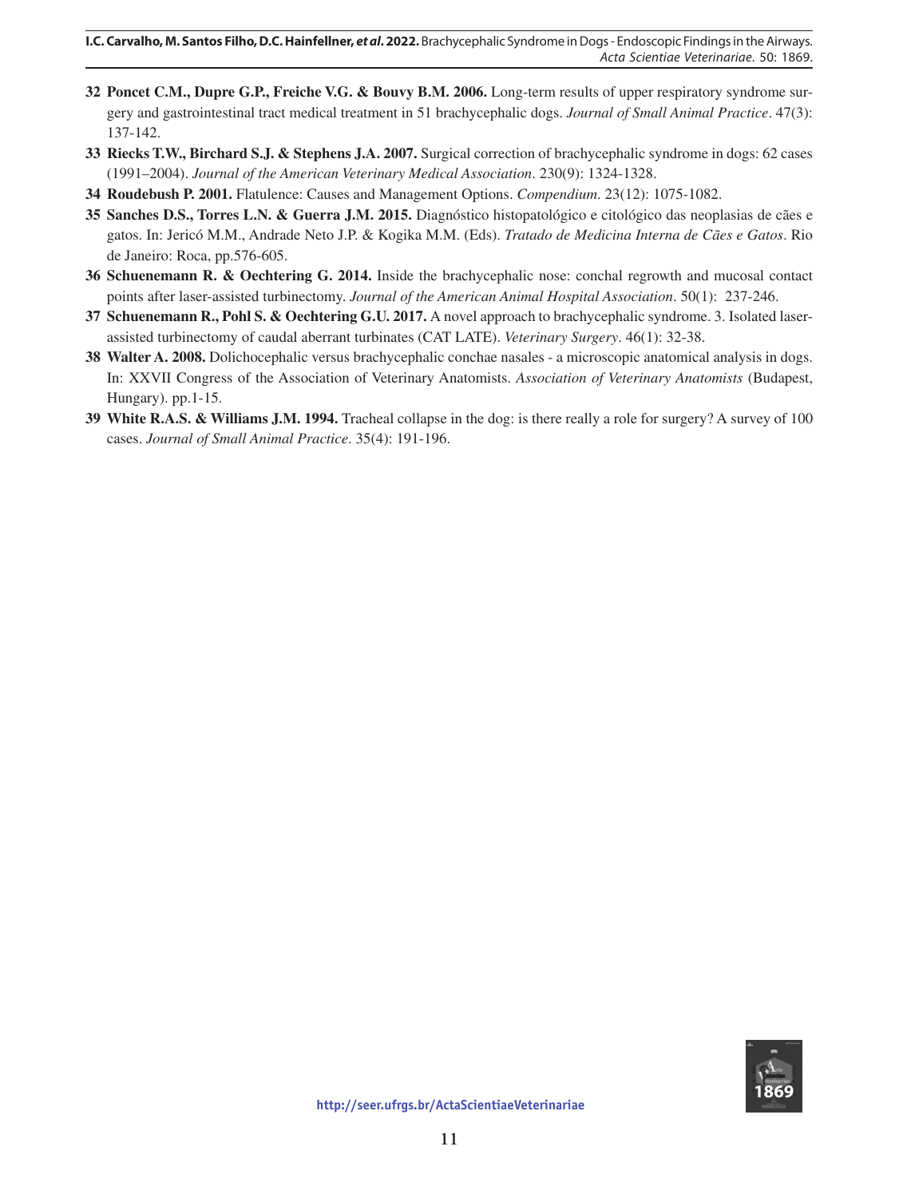**32 Poncet C.M., Dupre G.P., Freiche V.G. & Bouvy B.M. 2006.** Long-term results of upper respiratory syndrome surgery and gastrointestinal tract medical treatment in 51 brachycephalic dogs. *Journal of Small Animal Practice*. 47(3): 137-142.

**33 Riecks T.W., Birchard S.J. & Stephens J.A. 2007.** Surgical correction of brachycephalic syndrome in dogs: 62 cases (1991–2004). *Journal of the American Veterinary Medical Association*. 230(9): 1324-1328.

**34 Roudebush P. 2001.** Flatulence: Causes and Management Options. *Compendium*. 23(12): 1075-1082.

**35 Sanches D.S., Torres L.N. & Guerra J.M. 2015.** Diagnóstico histopatológico e citológico das neoplasias de cães e gatos. In: Jericó M.M., Andrade Neto J.P. & Kogika M.M. (Eds). *Tratado de Medicina Interna de Cães e Gatos*. Rio de Janeiro: Roca, pp.576-605.

**36 Schuenemann R. & Oechtering G. 2014.** Inside the brachycephalic nose: conchal regrowth and mucosal contact points after laser-assisted turbinectomy. *Journal of the American Animal Hospital Association*. 50(1): 237-246.

**37 Schuenemann R., Pohl S. & Oechtering G.U. 2017.** A novel approach to brachycephalic syndrome. 3. Isolated laser-assisted turbinectomy of caudal aberrant turbinates (CAT LATE). *Veterinary Surgery*. 46(1): 32-38.

**38 Walter A. 2008.** Dolichocephalic versus brachycephalic conchae nasales - a microscopic anatomical analysis in dogs. In: XXVII Congress of the Association of Veterinary Anatomists. *Association of Veterinary Anatomists* (Budapest, Hungary). pp.1-15.

**39 White R.A.S. & Williams J.M. 1994.** Tracheal collapse in the dog: is there really a role for surgery? A survey of 100 cases. *Journal of Small Animal Practice*. 35(4): 191-196.